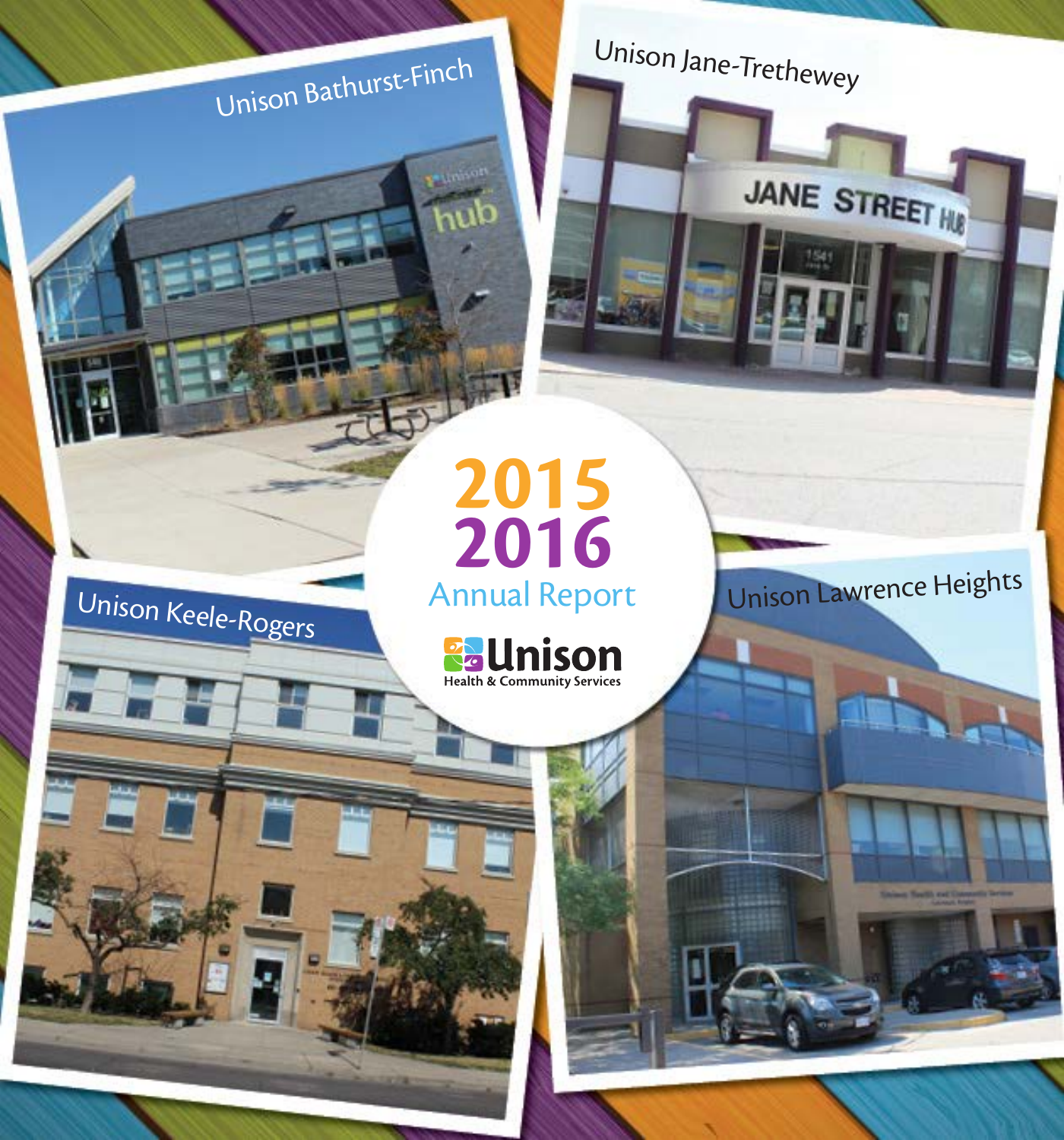Unison Bathurst-Finch

Unison Jane-Trethewey

# 2015 2016 Annual Report

**Unison**
Health & Community Services

Unison Keele-Rogers

Unison Lawrence Heights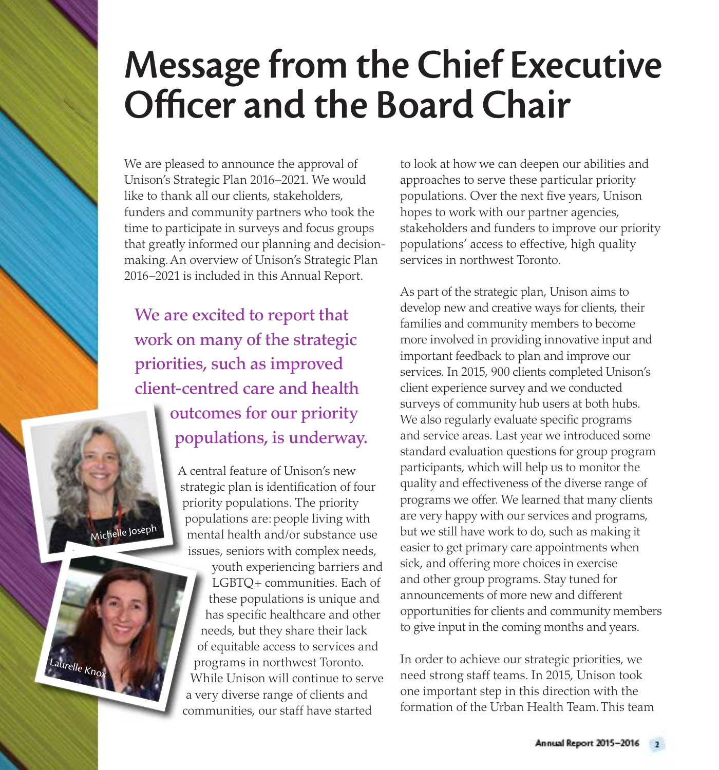# Message from the Chief Executive Officer and the Board Chair

We are pleased to announce the approval of Unison's Strategic Plan 2016–2021. We would like to thank all our clients, stakeholders, funders and community partners who took the time to participate in surveys and focus groups that greatly informed our planning and decision-making. An overview of Unison's Strategic Plan 2016–2021 is included in this Annual Report.

**We are excited to report that work on many of the strategic priorities, such as improved client-centred care and health outcomes for our priority populations, is underway.**

Michelle Joseph

Laurelle Knox

A central feature of Unison's new strategic plan is identification of four priority populations. The priority populations are: people living with mental health and/or substance use issues, seniors with complex needs, youth experiencing barriers and LGBTQ+ communities. Each of these populations is unique and has specific healthcare and other needs, but they share their lack of equitable access to services and programs in northwest Toronto. While Unison will continue to serve a very diverse range of clients and communities, our staff have started to look at how we can deepen our abilities and approaches to serve these particular priority populations. Over the next five years, Unison hopes to work with our partner agencies, stakeholders and funders to improve our priority populations' access to effective, high quality services in northwest Toronto.

As part of the strategic plan, Unison aims to develop new and creative ways for clients, their families and community members to become more involved in providing innovative input and important feedback to plan and improve our services. In 2015, 900 clients completed Unison's client experience survey and we conducted surveys of community hub users at both hubs. We also regularly evaluate specific programs and service areas. Last year we introduced some standard evaluation questions for group program participants, which will help us to monitor the quality and effectiveness of the diverse range of programs we offer. We learned that many clients are very happy with our services and programs, but we still have work to do, such as making it easier to get primary care appointments when sick, and offering more choices in exercise and other group programs. Stay tuned for announcements of more new and different opportunities for clients and community members to give input in the coming months and years.

In order to achieve our strategic priorities, we need strong staff teams. In 2015, Unison took one important step in this direction with the formation of the Urban Health Team. This team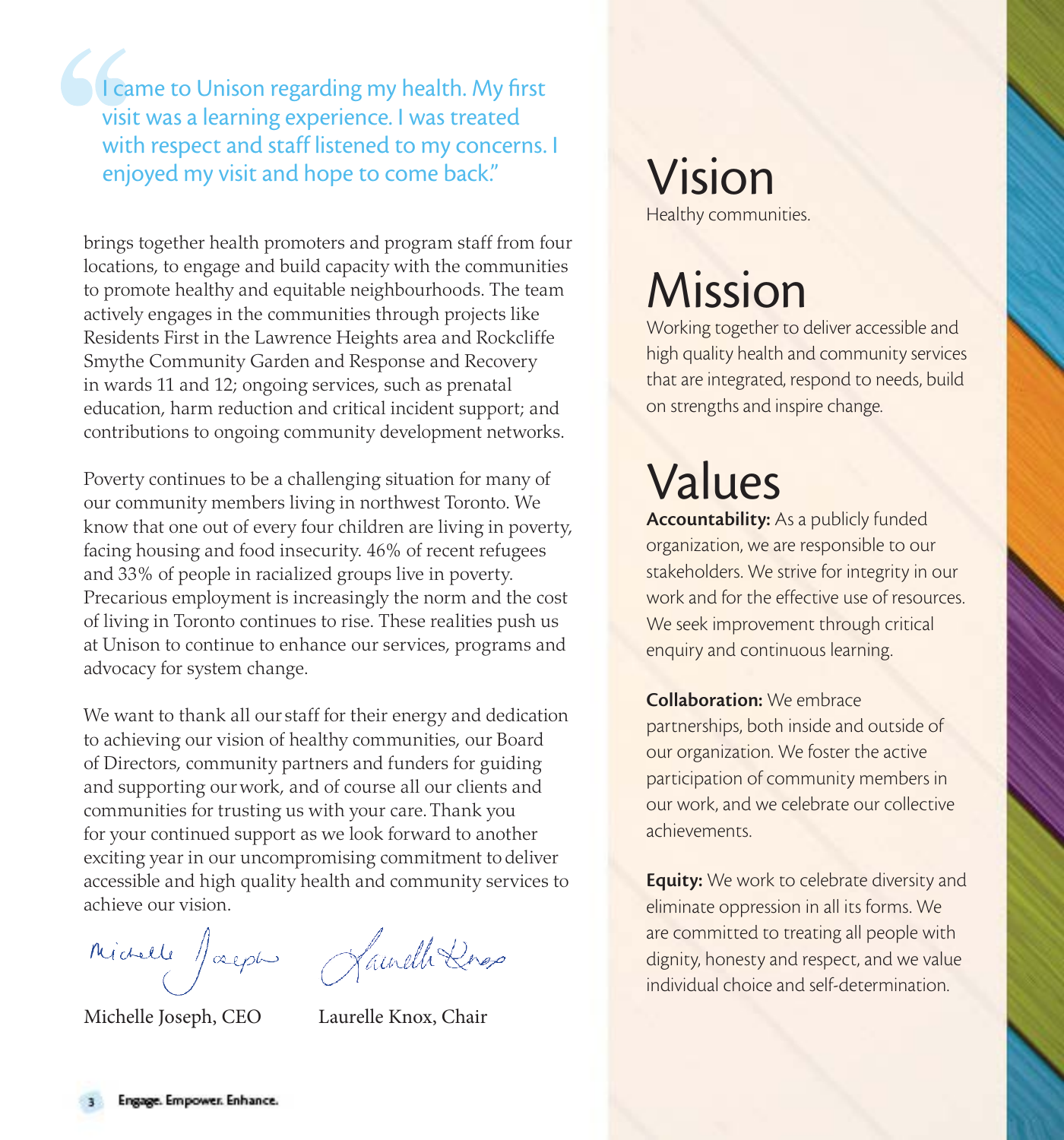> "I came to Unison regarding my health. My first visit was a learning experience. I was treated with respect and staff listened to my concerns. I enjoyed my visit and hope to come back."

brings together health promoters and program staff from four locations, to engage and build capacity with the communities to promote healthy and equitable neighbourhoods. The team actively engages in the communities through projects like Residents First in the Lawrence Heights area and Rockcliffe Smythe Community Garden and Response and Recovery in wards 11 and 12; ongoing services, such as prenatal education, harm reduction and critical incident support; and contributions to ongoing community development networks.

Poverty continues to be a challenging situation for many of our community members living in northwest Toronto. We know that one out of every four children are living in poverty, facing housing and food insecurity. 46% of recent refugees and 33% of people in racialized groups live in poverty. Precarious employment is increasingly the norm and the cost of living in Toronto continues to rise. These realities push us at Unison to continue to enhance our services, programs and advocacy for system change.

We want to thank all our staff for their energy and dedication to achieving our vision of healthy communities, our Board of Directors, community partners and funders for guiding and supporting our work, and of course all our clients and communities for trusting us with your care. Thank you for your continued support as we look forward to another exciting year in our uncompromising commitment to deliver accessible and high quality health and community services to achieve our vision.

Michelle Joseph, CEO

Laurelle Knox, Chair

# Vision

Healthy communities.

# Mission

Working together to deliver accessible and high quality health and community services that are integrated, respond to needs, build on strengths and inspire change.

# Values

**Accountability:** As a publicly funded organization, we are responsible to our stakeholders. We strive for integrity in our work and for the effective use of resources. We seek improvement through critical enquiry and continuous learning.

**Collaboration:** We embrace partnerships, both inside and outside of our organization. We foster the active participation of community members in our work, and we celebrate our collective achievements.

**Equity:** We work to celebrate diversity and eliminate oppression in all its forms. We are committed to treating all people with dignity, honesty and respect, and we value individual choice and self-determination.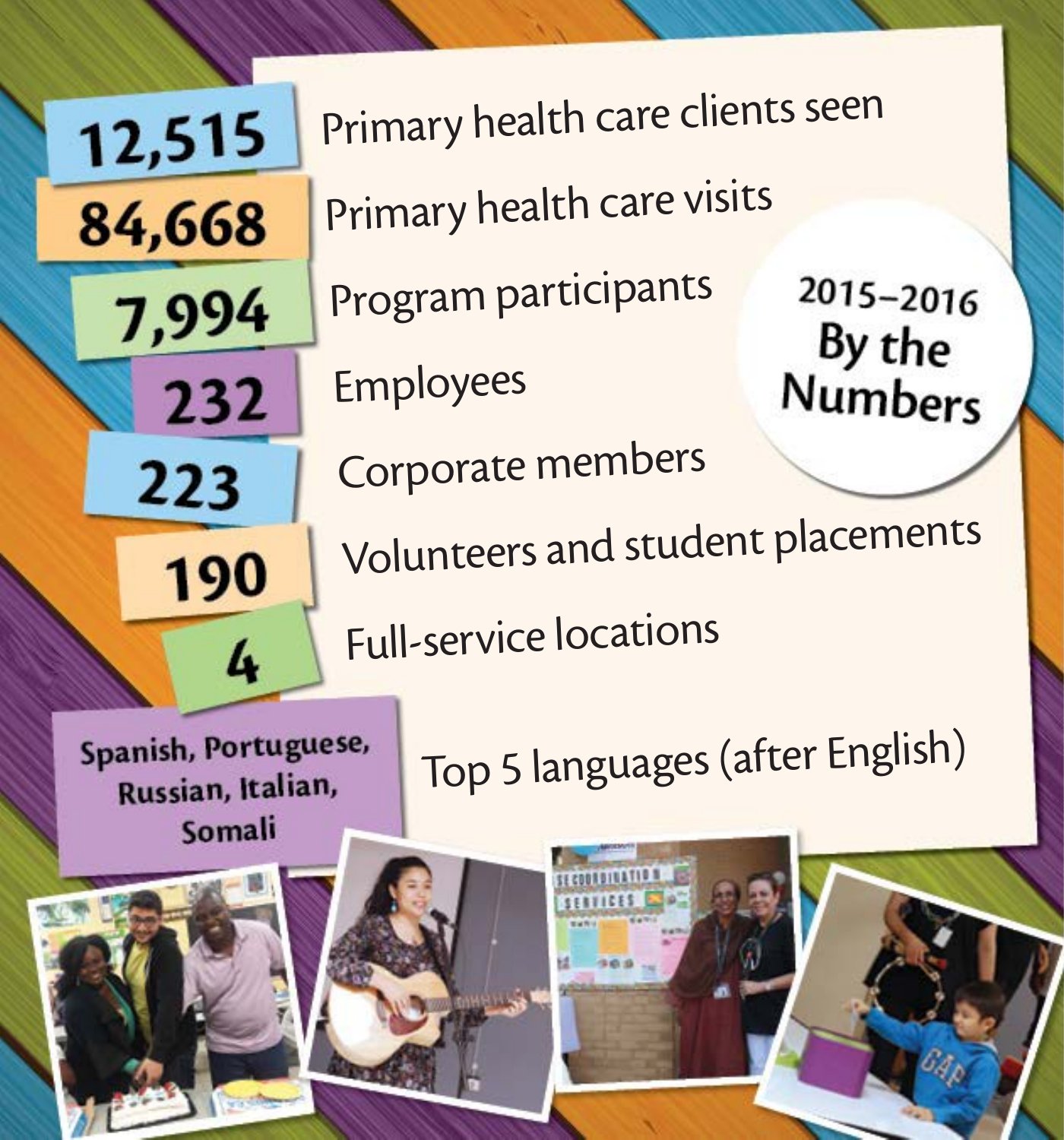## 2015–2016 By the Numbers

| | |
|---|---|
| 12,515 | Primary health care clients seen |
| 84,668 | Primary health care visits |
| 7,994 | Program participants |
| 232 | Employees |
| 223 | Corporate members |
| 190 | Volunteers and student placements |
| 4 | Full-service locations |
| Spanish, Portuguese, Russian, Italian, Somali | Top 5 languages (after English) |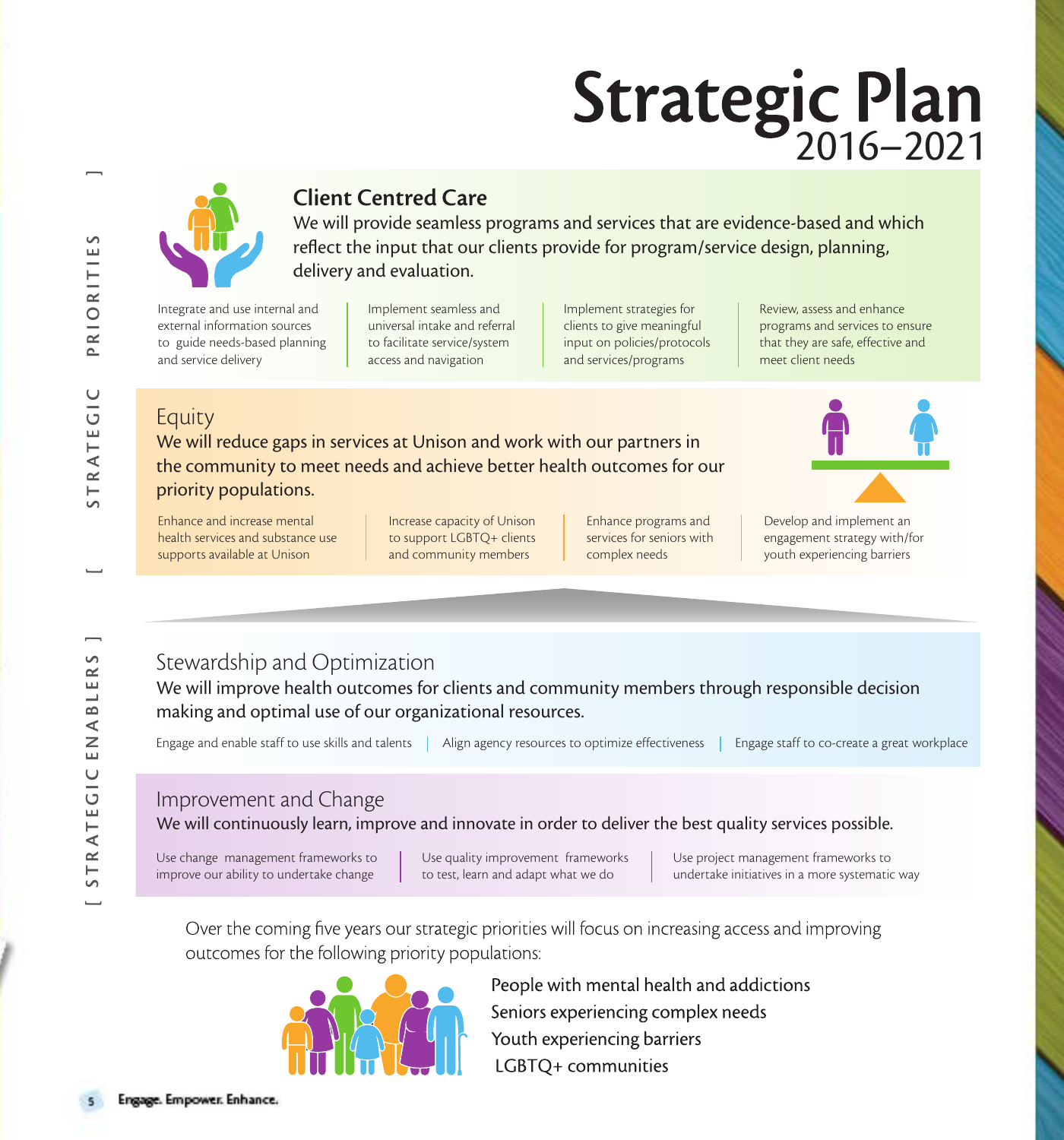# Strategic Plan 2016–2021

[ STRATEGIC PRIORITIES ]

## Client Centred Care

We will provide seamless programs and services that are evidence-based and which reflect the input that our clients provide for program/service design, planning, delivery and evaluation.

- Integrate and use internal and external information sources to guide needs-based planning and service delivery
- Implement seamless and universal intake and referral to facilitate service/system access and navigation
- Implement strategies for clients to give meaningful input on policies/protocols and services/programs
- Review, assess and enhance programs and services to ensure that they are safe, effective and meet client needs

## Equity

We will reduce gaps in services at Unison and work with our partners in the community to meet needs and achieve better health outcomes for our priority populations.

- Enhance and increase mental health services and substance use supports available at Unison
- Increase capacity of Unison to support LGBTQ+ clients and community members
- Enhance programs and services for seniors with complex needs
- Develop and implement an engagement strategy with/for youth experiencing barriers

[ STRATEGIC ENABLERS ]

## Stewardship and Optimization

We will improve health outcomes for clients and community members through responsible decision making and optimal use of our organizational resources.

- Engage and enable staff to use skills and talents
- Align agency resources to optimize effectiveness
- Engage staff to co-create a great workplace

## Improvement and Change

We will continuously learn, improve and innovate in order to deliver the best quality services possible.

- Use change management frameworks to improve our ability to undertake change
- Use quality improvement frameworks to test, learn and adapt what we do
- Use project management frameworks to undertake initiatives in a more systematic way

Over the coming five years our strategic priorities will focus on increasing access and improving outcomes for the following priority populations:

- People with mental health and addictions
- Seniors experiencing complex needs
- Youth experiencing barriers
- LGBTQ+ communities

Engage. Empower. Enhance.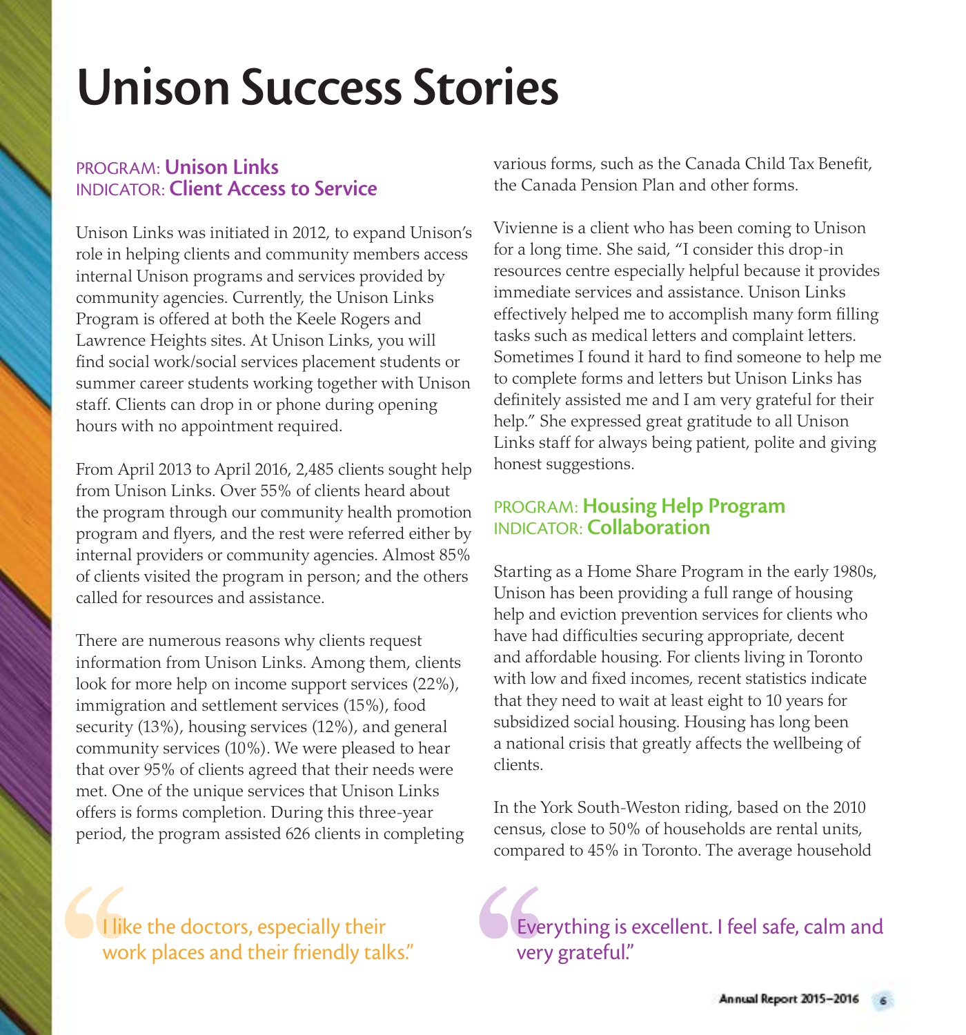# Unison Success Stories

PROGRAM: **Unison Links**
INDICATOR: **Client Access to Service**

Unison Links was initiated in 2012, to expand Unison's role in helping clients and community members access internal Unison programs and services provided by community agencies. Currently, the Unison Links Program is offered at both the Keele Rogers and Lawrence Heights sites. At Unison Links, you will find social work/social services placement students or summer career students working together with Unison staff. Clients can drop in or phone during opening hours with no appointment required.

From April 2013 to April 2016, 2,485 clients sought help from Unison Links. Over 55% of clients heard about the program through our community health promotion program and flyers, and the rest were referred either by internal providers or community agencies. Almost 85% of clients visited the program in person; and the others called for resources and assistance.

There are numerous reasons why clients request information from Unison Links. Among them, clients look for more help on income support services (22%), immigration and settlement services (15%), food security (13%), housing services (12%), and general community services (10%). We were pleased to hear that over 95% of clients agreed that their needs were met. One of the unique services that Unison Links offers is forms completion. During this three-year period, the program assisted 626 clients in completing various forms, such as the Canada Child Tax Benefit, the Canada Pension Plan and other forms.

Vivienne is a client who has been coming to Unison for a long time. She said, "I consider this drop-in resources centre especially helpful because it provides immediate services and assistance. Unison Links effectively helped me to accomplish many form filling tasks such as medical letters and complaint letters. Sometimes I found it hard to find someone to help me to complete forms and letters but Unison Links has definitely assisted me and I am very grateful for their help." She expressed great gratitude to all Unison Links staff for always being patient, polite and giving honest suggestions.

PROGRAM: **Housing Help Program**
INDICATOR: **Collaboration**

Starting as a Home Share Program in the early 1980s, Unison has been providing a full range of housing help and eviction prevention services for clients who have had difficulties securing appropriate, decent and affordable housing. For clients living in Toronto with low and fixed incomes, recent statistics indicate that they need to wait at least eight to 10 years for subsidized social housing. Housing has long been a national crisis that greatly affects the wellbeing of clients.

In the York South-Weston riding, based on the 2010 census, close to 50% of households are rental units, compared to 45% in Toronto. The average household

> "I like the doctors, especially their work places and their friendly talks."

> "Everything is excellent. I feel safe, calm and very grateful."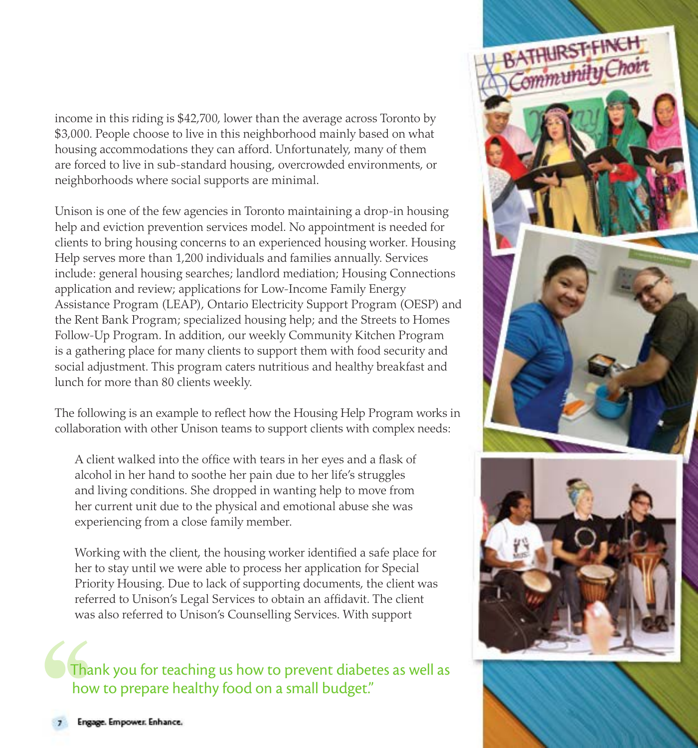income in this riding is $42,700, lower than the average across Toronto by $3,000. People choose to live in this neighborhood mainly based on what housing accommodations they can afford. Unfortunately, many of them are forced to live in sub-standard housing, overcrowded environments, or neighborhoods where social supports are minimal.

Unison is one of the few agencies in Toronto maintaining a drop-in housing help and eviction prevention services model. No appointment is needed for clients to bring housing concerns to an experienced housing worker. Housing Help serves more than 1,200 individuals and families annually. Services include: general housing searches; landlord mediation; Housing Connections application and review; applications for Low-Income Family Energy Assistance Program (LEAP), Ontario Electricity Support Program (OESP) and the Rent Bank Program; specialized housing help; and the Streets to Homes Follow-Up Program. In addition, our weekly Community Kitchen Program is a gathering place for many clients to support them with food security and social adjustment. This program caters nutritious and healthy breakfast and lunch for more than 80 clients weekly.

The following is an example to reflect how the Housing Help Program works in collaboration with other Unison teams to support clients with complex needs:

> A client walked into the office with tears in her eyes and a flask of alcohol in her hand to soothe her pain due to her life's struggles and living conditions. She dropped in wanting help to move from her current unit due to the physical and emotional abuse she was experiencing from a close family member.
>
> Working with the client, the housing worker identified a safe place for her to stay until we were able to process her application for Special Priority Housing. Due to lack of supporting documents, the client was referred to Unison's Legal Services to obtain an affidavit. The client was also referred to Unison's Counselling Services. With support

> "Thank you for teaching us how to prevent diabetes as well as how to prepare healthy food on a small budget."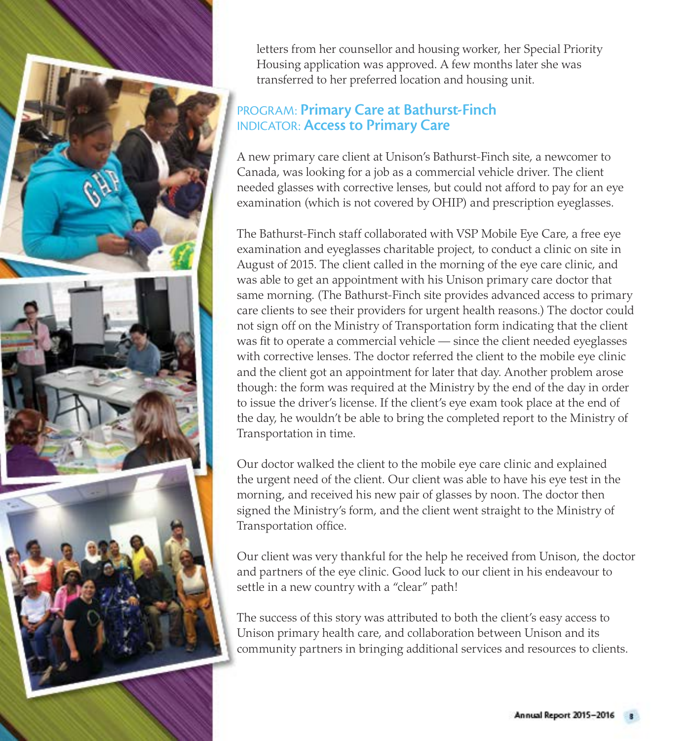letters from her counsellor and housing worker, her Special Priority Housing application was approved. A few months later she was transferred to her preferred location and housing unit.

## PROGRAM: **Primary Care at Bathurst-Finch**
## INDICATOR: **Access to Primary Care**

A new primary care client at Unison's Bathurst-Finch site, a newcomer to Canada, was looking for a job as a commercial vehicle driver. The client needed glasses with corrective lenses, but could not afford to pay for an eye examination (which is not covered by OHIP) and prescription eyeglasses.

The Bathurst-Finch staff collaborated with VSP Mobile Eye Care, a free eye examination and eyeglasses charitable project, to conduct a clinic on site in August of 2015. The client called in the morning of the eye care clinic, and was able to get an appointment with his Unison primary care doctor that same morning. (The Bathurst-Finch site provides advanced access to primary care clients to see their providers for urgent health reasons.) The doctor could not sign off on the Ministry of Transportation form indicating that the client was fit to operate a commercial vehicle — since the client needed eyeglasses with corrective lenses. The doctor referred the client to the mobile eye clinic and the client got an appointment for later that day. Another problem arose though: the form was required at the Ministry by the end of the day in order to issue the driver's license. If the client's eye exam took place at the end of the day, he wouldn't be able to bring the completed report to the Ministry of Transportation in time.

Our doctor walked the client to the mobile eye care clinic and explained the urgent need of the client. Our client was able to have his eye test in the morning, and received his new pair of glasses by noon. The doctor then signed the Ministry's form, and the client went straight to the Ministry of Transportation office.

Our client was very thankful for the help he received from Unison, the doctor and partners of the eye clinic. Good luck to our client in his endeavour to settle in a new country with a "clear" path!

The success of this story was attributed to both the client's easy access to Unison primary health care, and collaboration between Unison and its community partners in bringing additional services and resources to clients.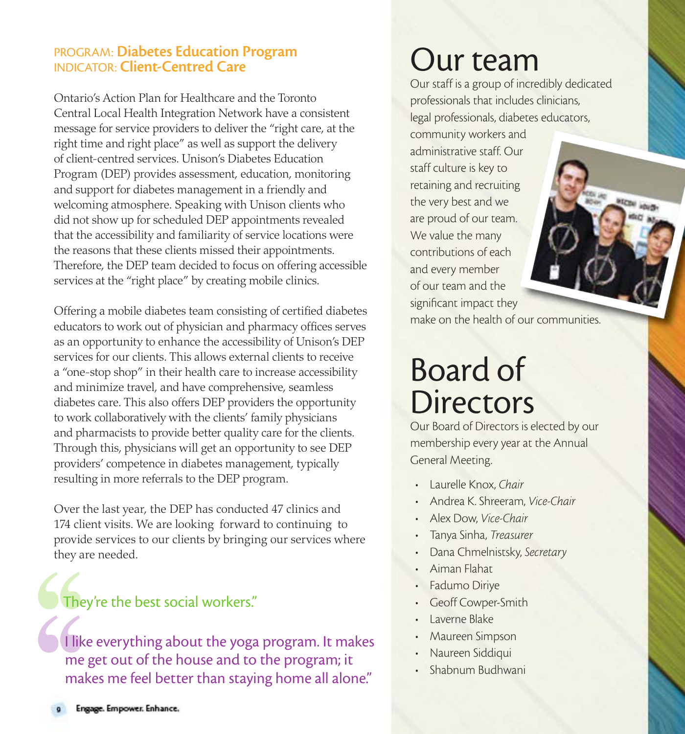PROGRAM: **Diabetes Education Program**
INDICATOR: **Client-Centred Care**

Ontario's Action Plan for Healthcare and the Toronto Central Local Health Integration Network have a consistent message for service providers to deliver the "right care, at the right time and right place" as well as support the delivery of client-centred services. Unison's Diabetes Education Program (DEP) provides assessment, education, monitoring and support for diabetes management in a friendly and welcoming atmosphere. Speaking with Unison clients who did not show up for scheduled DEP appointments revealed that the accessibility and familiarity of service locations were the reasons that these clients missed their appointments. Therefore, the DEP team decided to focus on offering accessible services at the "right place" by creating mobile clinics.

Offering a mobile diabetes team consisting of certified diabetes educators to work out of physician and pharmacy offices serves as an opportunity to enhance the accessibility of Unison's DEP services for our clients. This allows external clients to receive a "one-stop shop" in their health care to increase accessibility and minimize travel, and have comprehensive, seamless diabetes care. This also offers DEP providers the opportunity to work collaboratively with the clients' family physicians and pharmacists to provide better quality care for the clients. Through this, physicians will get an opportunity to see DEP providers' competence in diabetes management, typically resulting in more referrals to the DEP program.

Over the last year, the DEP has conducted 47 clinics and 174 client visits. We are looking forward to continuing to provide services to our clients by bringing our services where they are needed.

> "They're the best social workers."

> "I like everything about the yoga program. It makes me get out of the house and to the program; it makes me feel better than staying home all alone."

# Our team

Our staff is a group of incredibly dedicated professionals that includes clinicians, legal professionals, diabetes educators, community workers and administrative staff. Our staff culture is key to retaining and recruiting the very best and we are proud of our team. We value the many contributions of each and every member of our team and the significant impact they make on the health of our communities.

# Board of Directors

Our Board of Directors is elected by our membership every year at the Annual General Meeting.

- Laurelle Knox, *Chair*
- Andrea K. Shreeram, *Vice-Chair*
- Alex Dow, *Vice-Chair*
- Tanya Sinha, *Treasurer*
- Dana Chmelnistsky, *Secretary*
- Aiman Flahat
- Fadumo Diriye
- Geoff Cowper-Smith
- Laverne Blake
- Maureen Simpson
- Naureen Siddiqui
- Shabnum Budhwani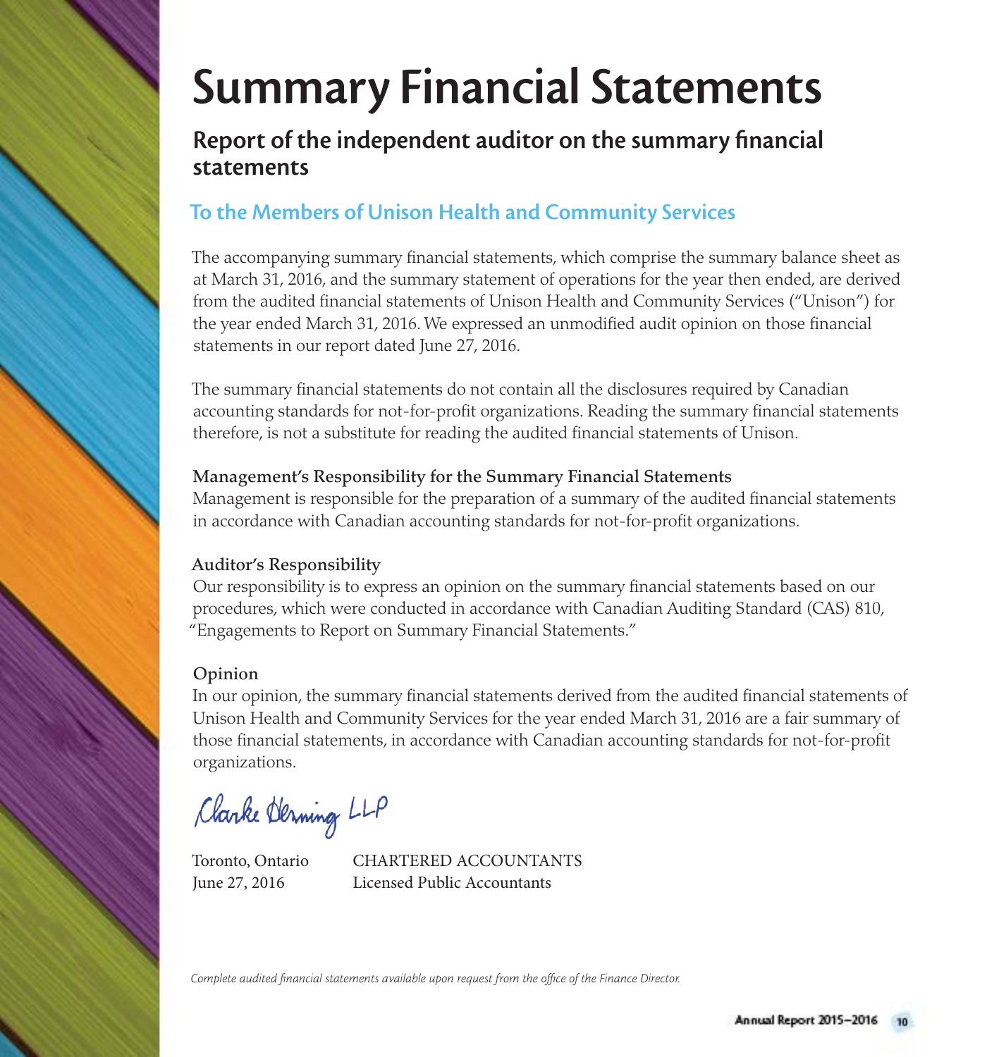# Summary Financial Statements

## Report of the independent auditor on the summary financial statements

### To the Members of Unison Health and Community Services

The accompanying summary financial statements, which comprise the summary balance sheet as at March 31, 2016, and the summary statement of operations for the year then ended, are derived from the audited financial statements of Unison Health and Community Services ("Unison") for the year ended March 31, 2016. We expressed an unmodified audit opinion on those financial statements in our report dated June 27, 2016.

The summary financial statements do not contain all the disclosures required by Canadian accounting standards for not-for-profit organizations. Reading the summary financial statements therefore, is not a substitute for reading the audited financial statements of Unison.

**Management's Responsibility for the Summary Financial Statements**
Management is responsible for the preparation of a summary of the audited financial statements in accordance with Canadian accounting standards for not-for-profit organizations.

**Auditor's Responsibility**
Our responsibility is to express an opinion on the summary financial statements based on our procedures, which were conducted in accordance with Canadian Auditing Standard (CAS) 810, "Engagements to Report on Summary Financial Statements."

**Opinion**
In our opinion, the summary financial statements derived from the audited financial statements of Unison Health and Community Services for the year ended March 31, 2016 are a fair summary of those financial statements, in accordance with Canadian accounting standards for not-for-profit organizations.

Clarke Henning LLP

Toronto, Ontario
June 27, 2016

CHARTERED ACCOUNTANTS
Licensed Public Accountants

*Complete audited financial statements available upon request from the office of the Finance Director.*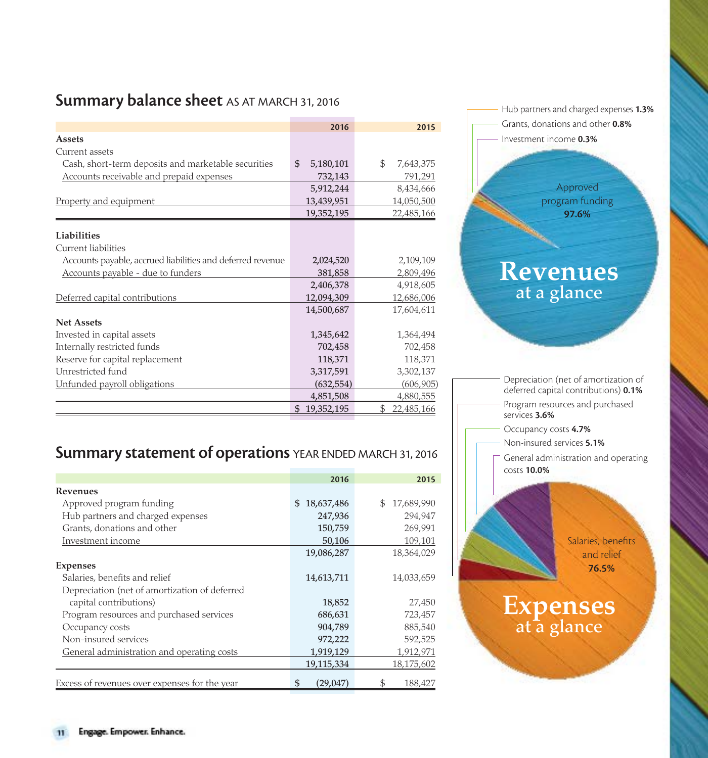## Summary balance sheet AS AT MARCH 31, 2016

| | 2016 | 2015 |
|---|---|---|
| **Assets** | | |
| Current assets | | |
| Cash, short-term deposits and marketable securities | $ 5,180,101 | $ 7,643,375 |
| Accounts receivable and prepaid expenses | 732,143 | 791,291 |
| | 5,912,244 | 8,434,666 |
| Property and equipment | 13,439,951 | 14,050,500 |
| | 19,352,195 | 22,485,166 |
| **Liabilities** | | |
| Current liabilities | | |
| Accounts payable, accrued liabilities and deferred revenue | 2,024,520 | 2,109,109 |
| Accounts payable - due to funders | 381,858 | 2,809,496 |
| | 2,406,378 | 4,918,605 |
| Deferred capital contributions | 12,094,309 | 12,686,006 |
| | 14,500,687 | 17,604,611 |
| **Net Assets** | | |
| Invested in capital assets | 1,345,642 | 1,364,494 |
| Internally restricted funds | 702,458 | 702,458 |
| Reserve for capital replacement | 118,371 | 118,371 |
| Unrestricted fund | 3,317,591 | 3,302,137 |
| Unfunded payroll obligations | (632,554) | (606,905) |
| | 4,851,508 | 4,880,555 |
| | $ 19,352,195 | $ 22,485,166 |

## Summary statement of operations YEAR ENDED MARCH 31, 2016

| | 2016 | 2015 |
|---|---|---|
| **Revenues** | | |
| Approved program funding | $ 18,637,486 | $ 17,689,990 |
| Hub partners and charged expenses | 247,936 | 294,947 |
| Grants, donations and other | 150,759 | 269,991 |
| Investment income | 50,106 | 109,101 |
| | 19,086,287 | 18,364,029 |
| **Expenses** | | |
| Salaries, benefits and relief | 14,613,711 | 14,033,659 |
| Depreciation (net of amortization of deferred capital contributions) | 18,852 | 27,450 |
| Program resources and purchased services | 686,631 | 723,457 |
| Occupancy costs | 904,789 | 885,540 |
| Non-insured services | 972,222 | 592,525 |
| General administration and operating costs | 1,919,129 | 1,912,971 |
| | 19,115,334 | 18,175,602 |
| Excess of revenues over expenses for the year | $ (29,047) | $ 188,427 |

## Revenues at a glance

- Approved program funding **97.6%**
- Hub partners and charged expenses **1.3%**
- Grants, donations and other **0.8%**
- Investment income **0.3%**

## Expenses at a glance

- Salaries, benefits and relief **76.5%**
- General administration and operating costs **10.0%**
- Non-insured services **5.1%**
- Occupancy costs **4.7%**
- Program resources and purchased services **3.6%**
- Depreciation (net of amortization of deferred capital contributions) **0.1%**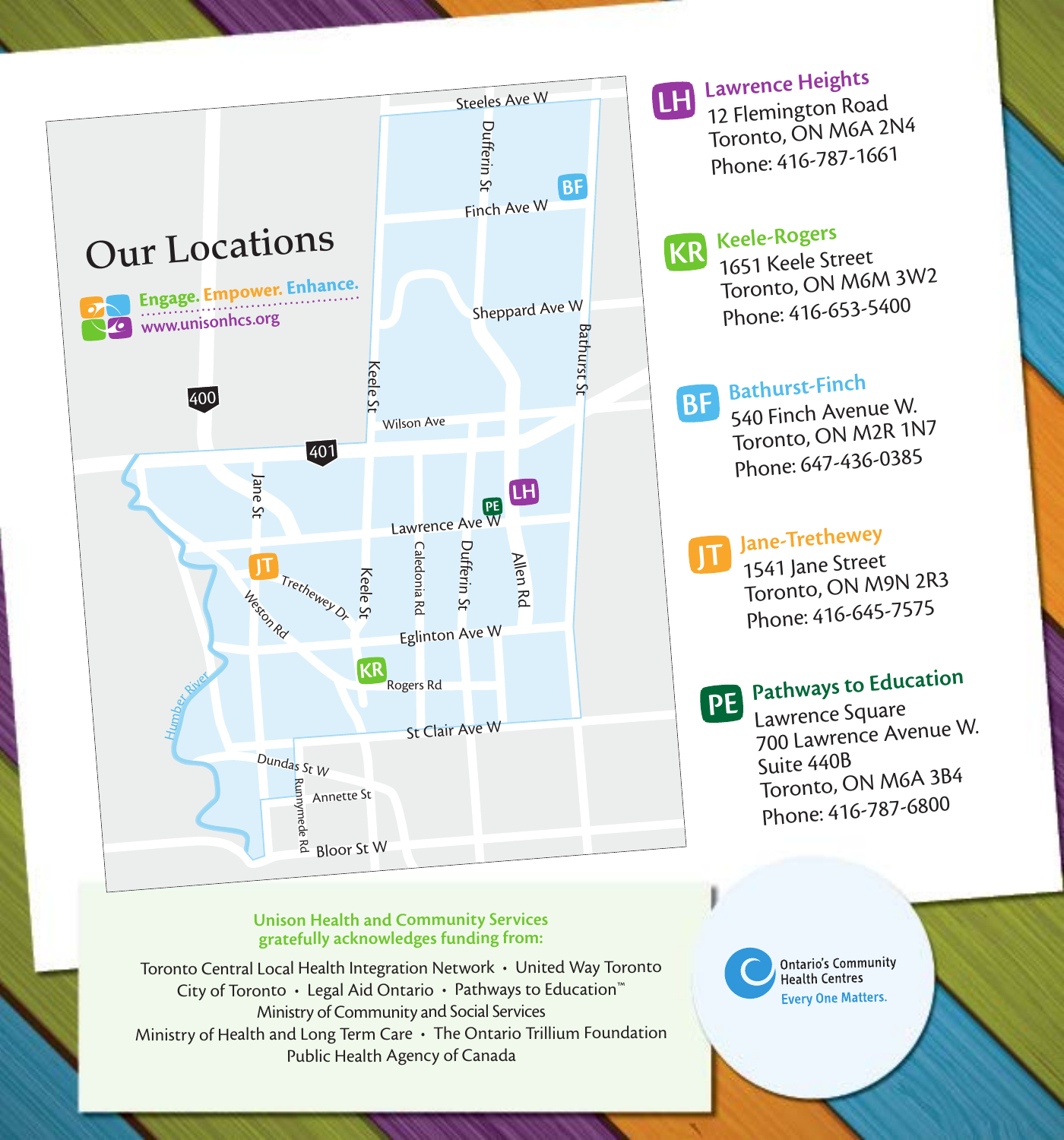# Our Locations

Engage. Empower. Enhance.

www.unisonhcs.org

Steeles Ave W
Dufferin St
Finch Ave W
Sheppard Ave W
Bathurst St
Keele St
400
Wilson Ave
401
Jane St
Lawrence Ave W
Caledonia Rd
Dufferin St
Allen Rd
Trethewey Dr
Weston Rd
Keele St
Eglinton Ave W
Rogers Rd
Humber River
St Clair Ave W
Dundas St W
Runnymede Rd
Annette St
Bloor St W
BF
LH
PE
JT
KR

**LH Lawrence Heights**
12 Flemington Road
Toronto, ON M6A 2N4
Phone: 416-787-1661

**KR Keele-Rogers**
1651 Keele Street
Toronto, ON M6M 3W2
Phone: 416-653-5400

**BF Bathurst-Finch**
540 Finch Avenue W.
Toronto, ON M2R 1N7
Phone: 647-436-0385

**JT Jane-Trethewey**
1541 Jane Street
Toronto, ON M9N 2R3
Phone: 416-645-7575

**PE Pathways to Education**
Lawrence Square
700 Lawrence Avenue W.
Suite 440B
Toronto, ON M6A 3B4
Phone: 416-787-6800

**Unison Health and Community Services gratefully acknowledges funding from:**

Toronto Central Local Health Integration Network • United Way Toronto
City of Toronto • Legal Aid Ontario • Pathways to Education™
Ministry of Community and Social Services
Ministry of Health and Long Term Care • The Ontario Trillium Foundation
Public Health Agency of Canada

Ontario's Community Health Centres
Every One Matters.